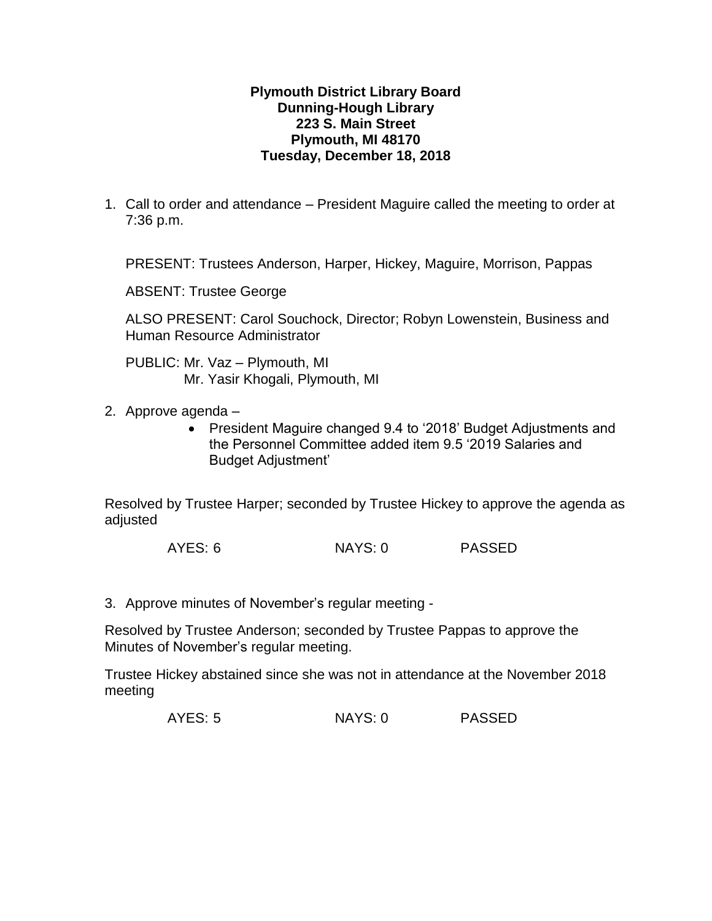**Plymouth District Library Board**
**Dunning-Hough Library**
**223 S. Main Street**
**Plymouth, MI 48170**
**Tuesday, December 18, 2018**

1. Call to order and attendance – President Maguire called the meeting to order at 7:36 p.m.

   PRESENT: Trustees Anderson, Harper, Hickey, Maguire, Morrison, Pappas

   ABSENT: Trustee George

   ALSO PRESENT: Carol Souchock, Director; Robyn Lowenstein, Business and Human Resource Administrator

   PUBLIC: Mr. Vaz – Plymouth, MI
   Mr. Yasir Khogali, Plymouth, MI

2. Approve agenda –
   - President Maguire changed 9.4 to '2018' Budget Adjustments and the Personnel Committee added item 9.5 '2019 Salaries and Budget Adjustment'

Resolved by Trustee Harper; seconded by Trustee Hickey to approve the agenda as adjusted

AYES: 6 NAYS: 0 PASSED

3. Approve minutes of November's regular meeting -

Resolved by Trustee Anderson; seconded by Trustee Pappas to approve the Minutes of November's regular meeting.

Trustee Hickey abstained since she was not in attendance at the November 2018 meeting

AYES: 5 NAYS: 0 PASSED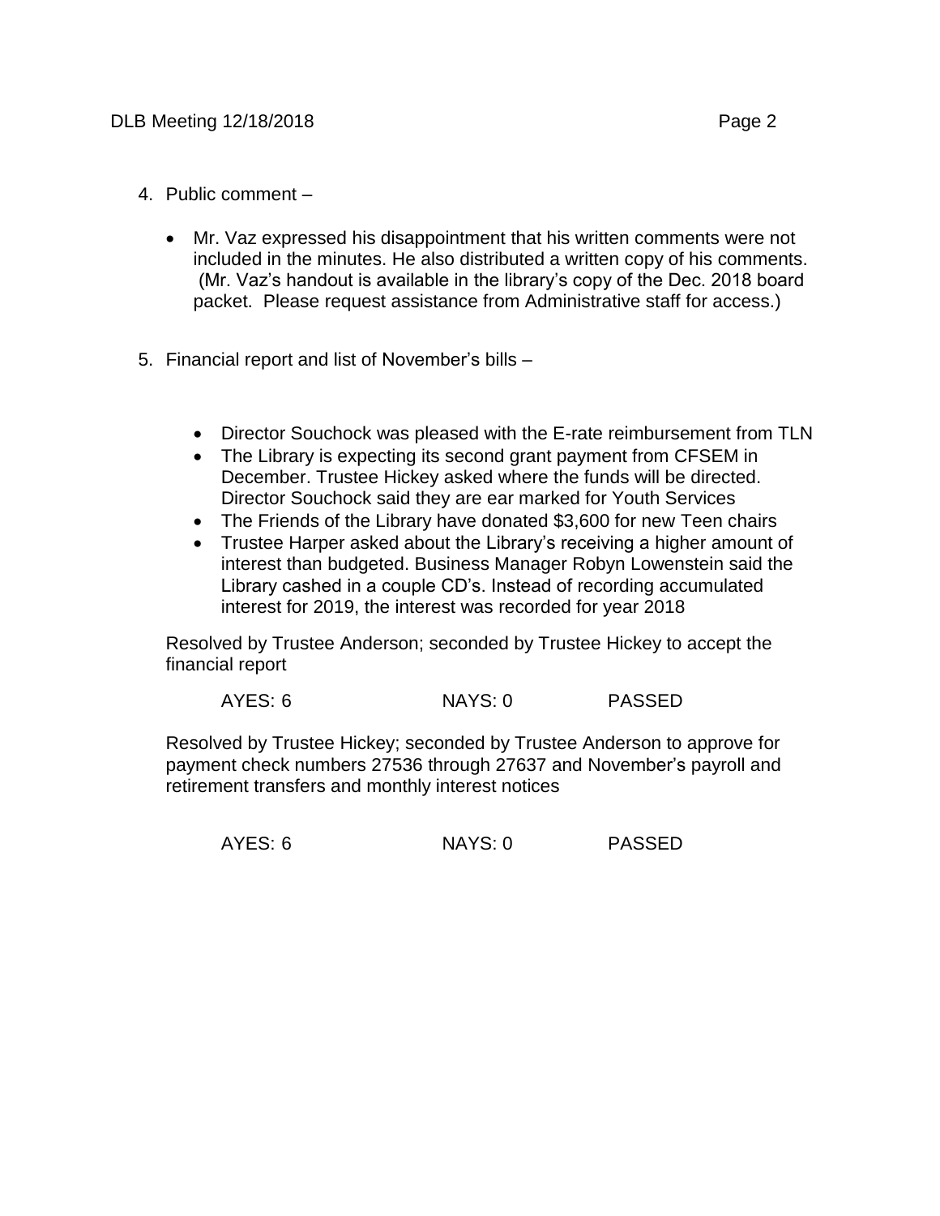4. Public comment –

    - Mr. Vaz expressed his disappointment that his written comments were not included in the minutes. He also distributed a written copy of his comments. (Mr. Vaz's handout is available in the library's copy of the Dec. 2018 board packet. Please request assistance from Administrative staff for access.)

5. Financial report and list of November's bills –

    - Director Souchock was pleased with the E-rate reimbursement from TLN
    - The Library is expecting its second grant payment from CFSEM in December. Trustee Hickey asked where the funds will be directed. Director Souchock said they are ear marked for Youth Services
    - The Friends of the Library have donated $3,600 for new Teen chairs
    - Trustee Harper asked about the Library's receiving a higher amount of interest than budgeted. Business Manager Robyn Lowenstein said the Library cashed in a couple CD's. Instead of recording accumulated interest for 2019, the interest was recorded for year 2018

    Resolved by Trustee Anderson; seconded by Trustee Hickey to accept the financial report

    AYES: 6 NAYS: 0 PASSED

    Resolved by Trustee Hickey; seconded by Trustee Anderson to approve for payment check numbers 27536 through 27637 and November's payroll and retirement transfers and monthly interest notices

    AYES: 6 NAYS: 0 PASSED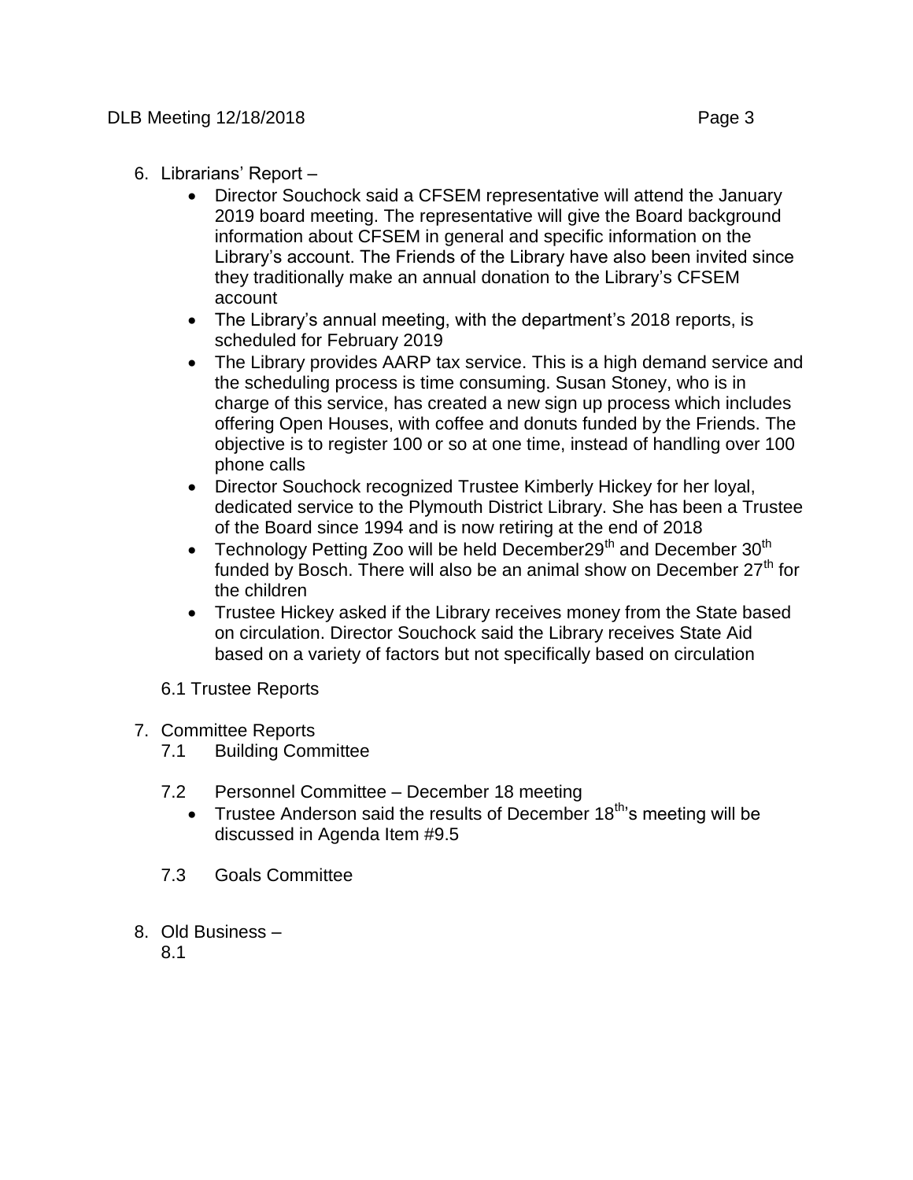6. Librarians' Report –
   - Director Souchock said a CFSEM representative will attend the January 2019 board meeting. The representative will give the Board background information about CFSEM in general and specific information on the Library's account. The Friends of the Library have also been invited since they traditionally make an annual donation to the Library's CFSEM account
   - The Library's annual meeting, with the department's 2018 reports, is scheduled for February 2019
   - The Library provides AARP tax service. This is a high demand service and the scheduling process is time consuming. Susan Stoney, who is in charge of this service, has created a new sign up process which includes offering Open Houses, with coffee and donuts funded by the Friends. The objective is to register 100 or so at one time, instead of handling over 100 phone calls
   - Director Souchock recognized Trustee Kimberly Hickey for her loyal, dedicated service to the Plymouth District Library. She has been a Trustee of the Board since 1994 and is now retiring at the end of 2018
   - Technology Petting Zoo will be held December29th and December 30th funded by Bosch. There will also be an animal show on December 27th for the children
   - Trustee Hickey asked if the Library receives money from the State based on circulation. Director Souchock said the Library receives State Aid based on a variety of factors but not specifically based on circulation

   6.1 Trustee Reports

7. Committee Reports
   7.1 Building Committee

   7.2 Personnel Committee – December 18 meeting
   - Trustee Anderson said the results of December 18th's meeting will be discussed in Agenda Item #9.5

   7.3 Goals Committee

8. Old Business –
   8.1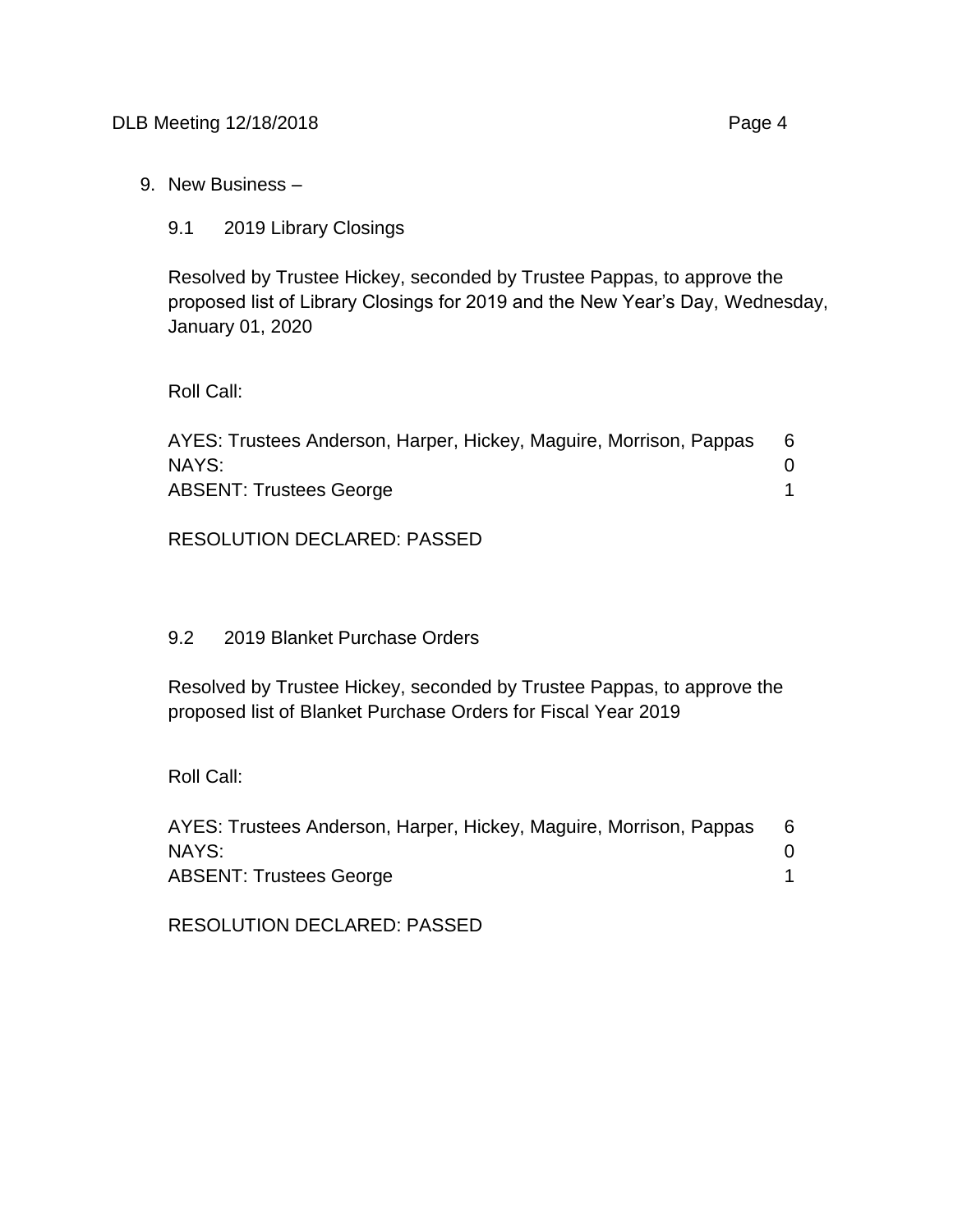9. New Business –

   9.1 2019 Library Closings

   Resolved by Trustee Hickey, seconded by Trustee Pappas, to approve the proposed list of Library Closings for 2019 and the New Year's Day, Wednesday, January 01, 2020

   Roll Call:

   | | |
   |---|---|
   | AYES: Trustees Anderson, Harper, Hickey, Maguire, Morrison, Pappas | 6 |
   | NAYS: | 0 |
   | ABSENT: Trustees George | 1 |

   RESOLUTION DECLARED: PASSED

   9.2 2019 Blanket Purchase Orders

   Resolved by Trustee Hickey, seconded by Trustee Pappas, to approve the proposed list of Blanket Purchase Orders for Fiscal Year 2019

   Roll Call:

   | | |
   |---|---|
   | AYES: Trustees Anderson, Harper, Hickey, Maguire, Morrison, Pappas | 6 |
   | NAYS: | 0 |
   | ABSENT: Trustees George | 1 |

   RESOLUTION DECLARED: PASSED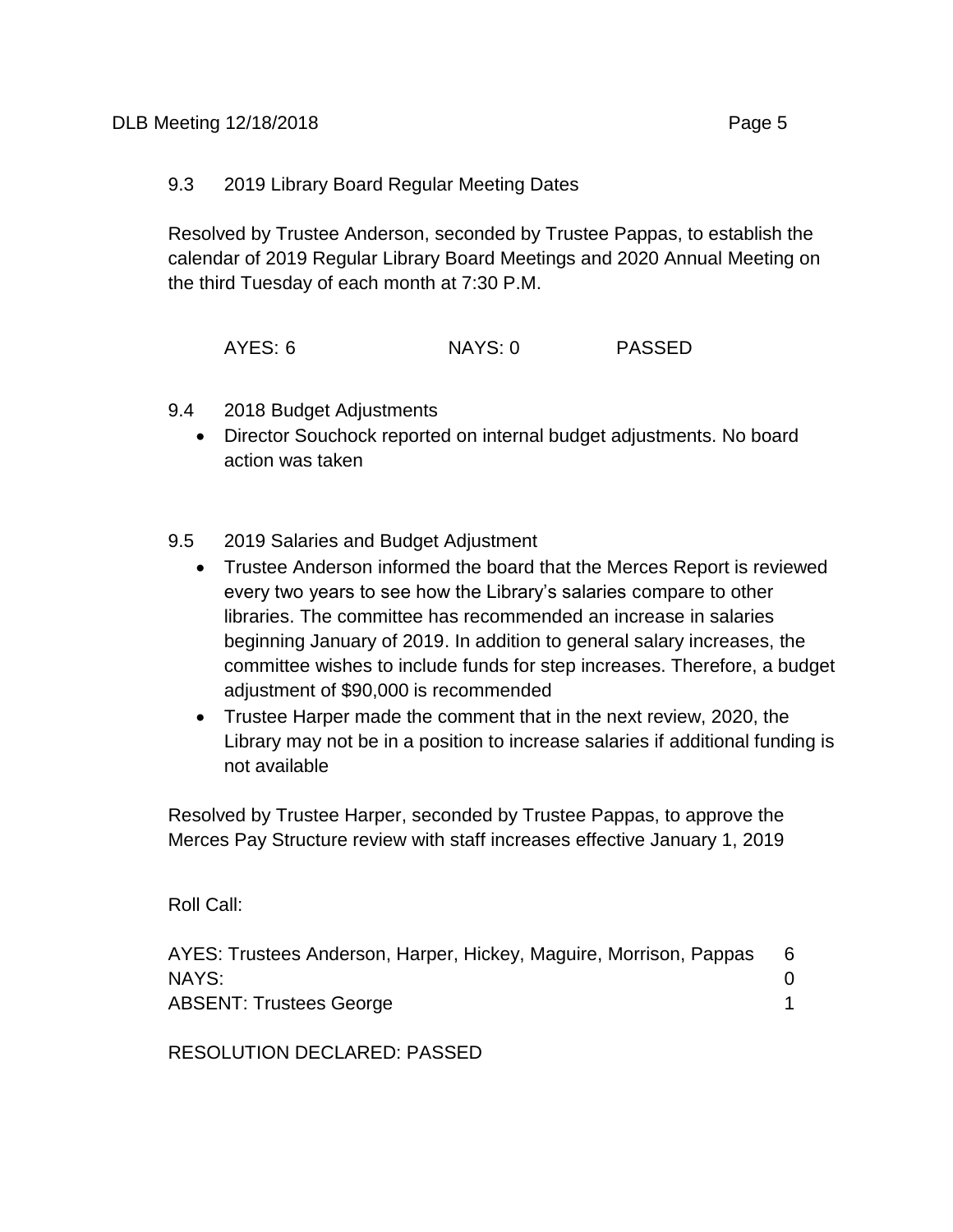9.3 2019 Library Board Regular Meeting Dates

Resolved by Trustee Anderson, seconded by Trustee Pappas, to establish the calendar of 2019 Regular Library Board Meetings and 2020 Annual Meeting on the third Tuesday of each month at 7:30 P.M.

AYES: 6 NAYS: 0 PASSED

9.4 2018 Budget Adjustments

- Director Souchock reported on internal budget adjustments. No board action was taken

9.5 2019 Salaries and Budget Adjustment

- Trustee Anderson informed the board that the Merces Report is reviewed every two years to see how the Library's salaries compare to other libraries. The committee has recommended an increase in salaries beginning January of 2019. In addition to general salary increases, the committee wishes to include funds for step increases. Therefore, a budget adjustment of $90,000 is recommended
- Trustee Harper made the comment that in the next review, 2020, the Library may not be in a position to increase salaries if additional funding is not available

Resolved by Trustee Harper, seconded by Trustee Pappas, to approve the Merces Pay Structure review with staff increases effective January 1, 2019

Roll Call:

AYES: Trustees Anderson, Harper, Hickey, Maguire, Morrison, Pappas 6
NAYS: 0
ABSENT: Trustees George 1

RESOLUTION DECLARED: PASSED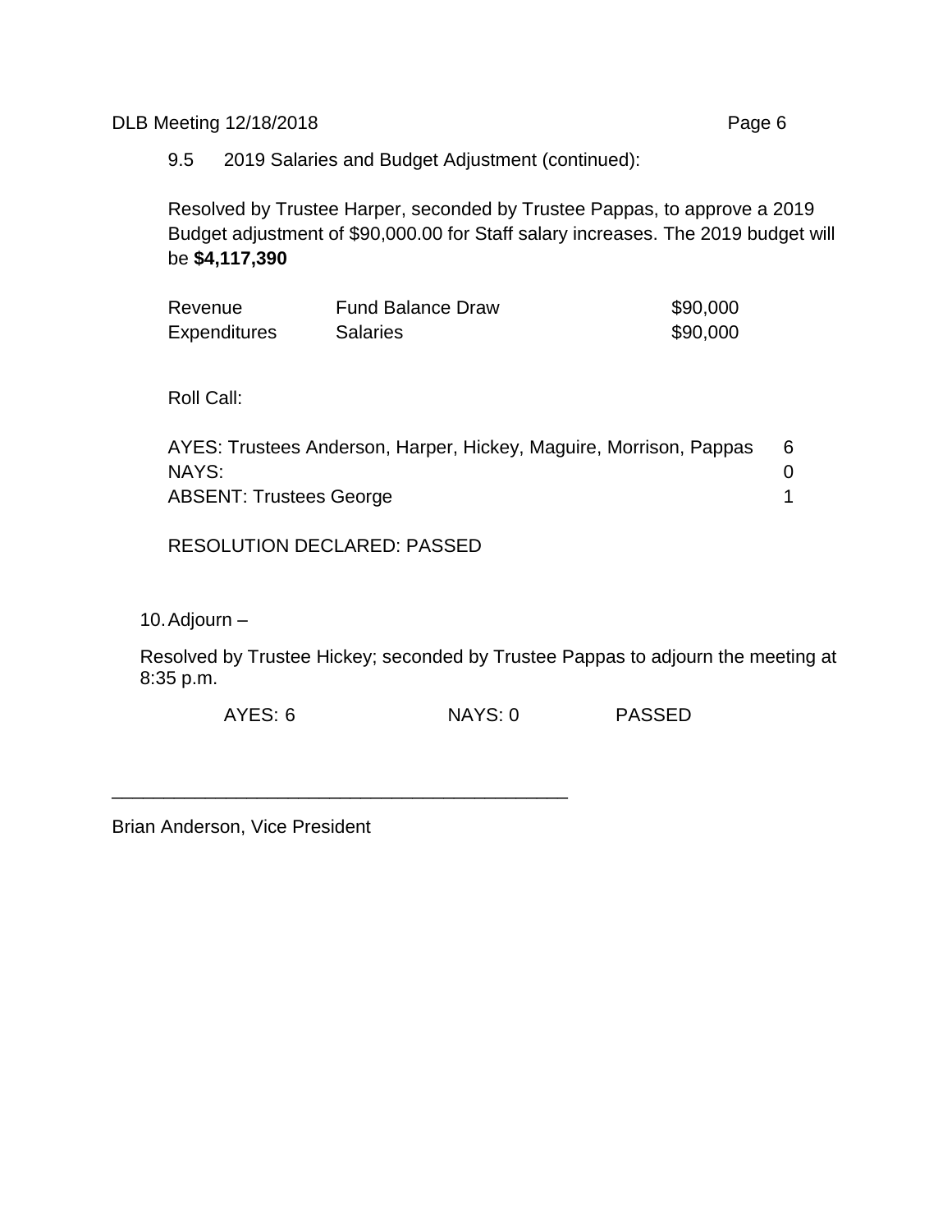9.5 2019 Salaries and Budget Adjustment (continued):

Resolved by Trustee Harper, seconded by Trustee Pappas, to approve a 2019 Budget adjustment of $90,000.00 for Staff salary increases. The 2019 budget will be **$4,117,390**

| | | |
|---|---|---|
| Revenue | Fund Balance Draw | $90,000 |
| Expenditures | Salaries | $90,000 |

Roll Call:

| | |
|---|---|
| AYES: Trustees Anderson, Harper, Hickey, Maguire, Morrison, Pappas | 6 |
| NAYS: | 0 |
| ABSENT: Trustees George | 1 |

RESOLUTION DECLARED: PASSED

10. Adjourn –

Resolved by Trustee Hickey; seconded by Trustee Pappas to adjourn the meeting at 8:35 p.m.

AYES: 6 NAYS: 0 PASSED

\_\_\_\_\_\_\_\_\_\_\_\_\_\_\_\_\_\_\_\_\_\_\_\_\_\_\_\_\_\_\_\_\_\_\_\_\_\_\_\_\_\_\_\_

Brian Anderson, Vice President